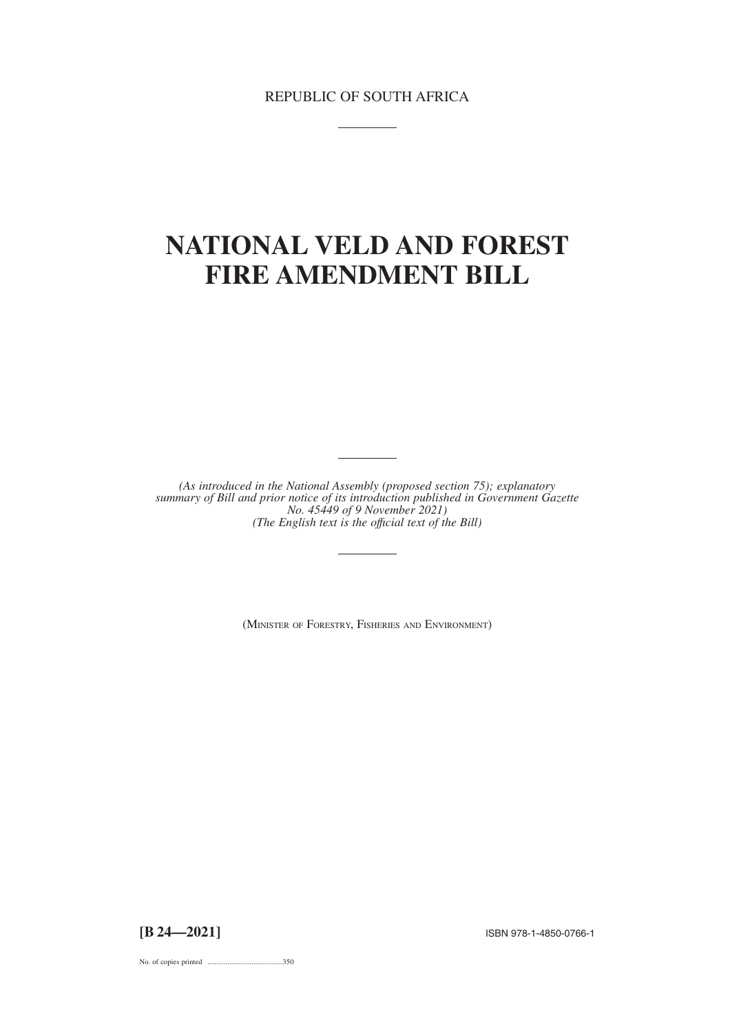REPUBLIC OF SOUTH AFRICA

# NATIONAL VELD AND FOREST FIRE AMENDMENT BILL

*(As introduced in the National Assembly (proposed section 75); explanatory summary of Bill and prior notice of its introduction published in Government Gazette No. 45449 of 9 November 2021)*
*(The English text is the official text of the Bill)*

(MINISTER OF FORESTRY, FISHERIES AND ENVIRONMENT)

**[B 24—2021]** ISBN 978-1-4850-0766-1

No. of copies printed .........................................350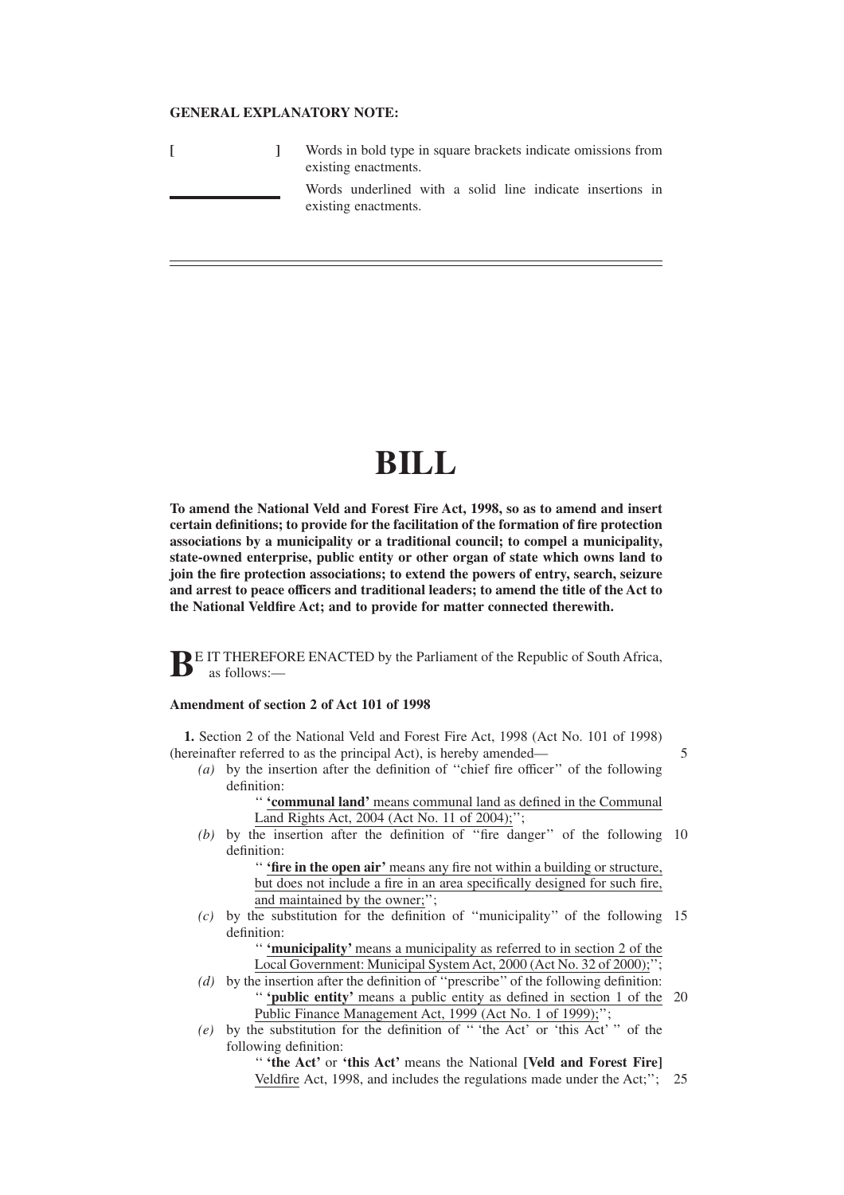**GENERAL EXPLANATORY NOTE:**

| | |
|---|---|
| **[ ]** | Words in bold type in square brackets indicate omissions from existing enactments. |
| ______ | Words underlined with a solid line indicate insertions in existing enactments. |

---

# BILL

**To amend the National Veld and Forest Fire Act, 1998, so as to amend and insert certain definitions; to provide for the facilitation of the formation of fire protection associations by a municipality or a traditional council; to compel a municipality, state-owned enterprise, public entity or other organ of state which owns land to join the fire protection associations; to extend the powers of entry, search, seizure and arrest to peace officers and traditional leaders; to amend the title of the Act to the National Veldfire Act; and to provide for matter connected therewith.**

**B**E IT THEREFORE ENACTED by the Parliament of the Republic of South Africa, as follows:—

**Amendment of section 2 of Act 101 of 1998**

**1.** Section 2 of the National Veld and Forest Fire Act, 1998 (Act No. 101 of 1998) (hereinafter referred to as the principal Act), is hereby amended—

*(a)* by the insertion after the definition of ''chief fire officer'' of the following definition:

'' <u>**'communal land'** means communal land as defined in the Communal Land Rights Act, 2004 (Act No. 11 of 2004);</u>'';

*(b)* by the insertion after the definition of ''fire danger'' of the following definition:

'' <u>**'fire in the open air'** means any fire not within a building or structure, but does not include a fire in an area specifically designed for such fire, and maintained by the owner;</u>'';

*(c)* by the substitution for the definition of ''municipality'' of the following definition:

'' <u>**'municipality'** means a municipality as referred to in section 2 of the Local Government: Municipal System Act, 2000 (Act No. 32 of 2000);</u>'';

*(d)* by the insertion after the definition of ''prescribe'' of the following definition:

'' <u>**'public entity'** means a public entity as defined in section 1 of the Public Finance Management Act, 1999 (Act No. 1 of 1999);</u>'';

*(e)* by the substitution for the definition of '' 'the Act' or 'this Act' '' of the following definition:

'' **'the Act'** or **'this Act'** means the National **[Veld and Forest Fire]** <u>Veldfire</u> Act, 1998, and includes the regulations made under the Act;'';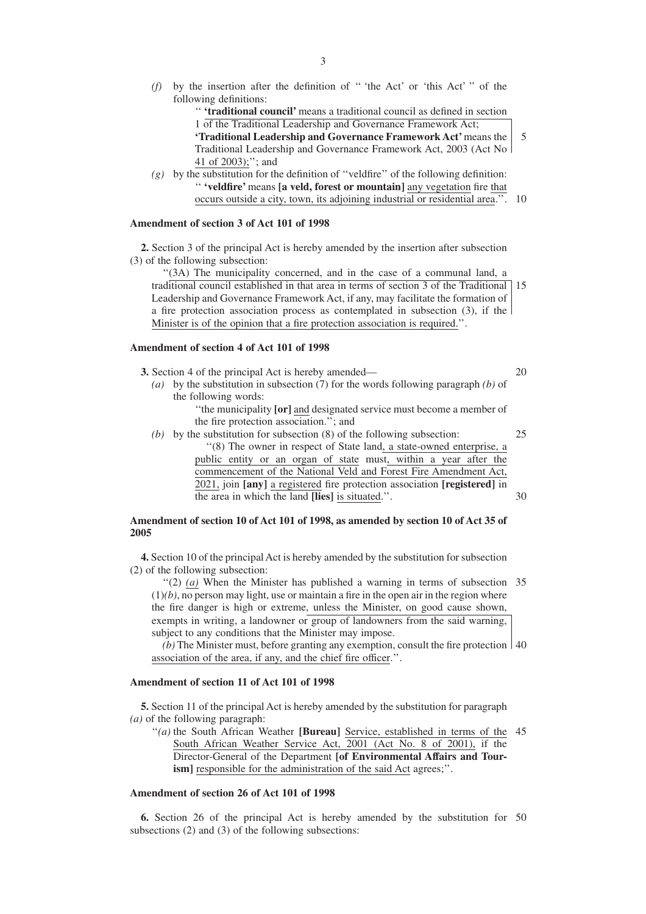*(f)* by the insertion after the definition of " 'the Act' or 'this Act' " of the following definitions:

" **'traditional council'** means a traditional council as defined in section 1 of the Traditional Leadership and Governance Framework Act;
**'Traditional Leadership and Governance Framework Act'** means the Traditional Leadership and Governance Framework Act, 2003 (Act No 41 of 2003);"; and

*(g)* by the substitution for the definition of "veldfire" of the following definition:

" **'veldfire'** means **[a veld, forest or mountain]** any vegetation fire that occurs outside a city, town, its adjoining industrial or residential area.".

**Amendment of section 3 of Act 101 of 1998**

**2.** Section 3 of the principal Act is hereby amended by the insertion after subsection (3) of the following subsection:

"(3A) The municipality concerned, and in the case of a communal land, a traditional council established in that area in terms of section 3 of the Traditional Leadership and Governance Framework Act, if any, may facilitate the formation of a fire protection association process as contemplated in subsection (3), if the Minister is of the opinion that a fire protection association is required.".

**Amendment of section 4 of Act 101 of 1998**

**3.** Section 4 of the principal Act is hereby amended—

*(a)* by the substitution in subsection (7) for the words following paragraph *(b)* of the following words:

"the municipality **[or]** and designated service must become a member of the fire protection association."; and

*(b)* by the substitution for subsection (8) of the following subsection:

"(8) The owner in respect of State land, a state-owned enterprise, a public entity or an organ of state must, within a year after the commencement of the National Veld and Forest Fire Amendment Act, 2021, join **[any]** a registered fire protection association **[registered]** in the area in which the land **[lies]** is situated.".

**Amendment of section 10 of Act 101 of 1998, as amended by section 10 of Act 35 of 2005**

**4.** Section 10 of the principal Act is hereby amended by the substitution for subsection (2) of the following subsection:

"(2) *(a)* When the Minister has published a warning in terms of subsection (1)*(b)*, no person may light, use or maintain a fire in the open air in the region where the fire danger is high or extreme, unless the Minister, on good cause shown, exempts in writing, a landowner or group of landowners from the said warning, subject to any conditions that the Minister may impose.

*(b)* The Minister must, before granting any exemption, consult the fire protection association of the area, if any, and the chief fire officer.".

**Amendment of section 11 of Act 101 of 1998**

**5.** Section 11 of the principal Act is hereby amended by the substitution for paragraph *(a)* of the following paragraph:

"*(a)* the South African Weather **[Bureau]** Service, established in terms of the South African Weather Service Act, 2001 (Act No. 8 of 2001), if the Director-General of the Department **[of Environmental Affairs and Tourism]** responsible for the administration of the said Act agrees;".

**Amendment of section 26 of Act 101 of 1998**

**6.** Section 26 of the principal Act is hereby amended by the substitution for subsections (2) and (3) of the following subsections: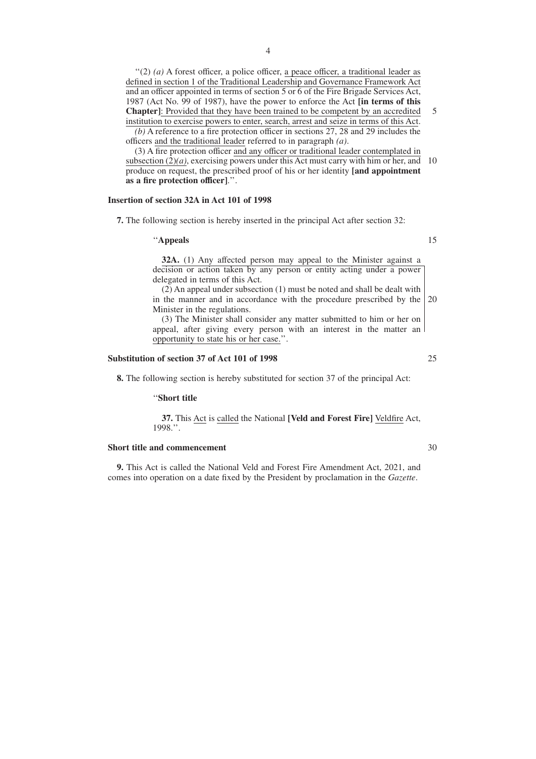"(2) *(a)* A forest officer, a police officer, <u>a peace officer, a traditional leader as defined in section 1 of the Traditional Leadership and Governance Framework Act and an officer appointed in terms of section 5 or 6 of the Fire Brigade Services Act, 1987 (Act No. 99 of 1987)</u>, have the power to enforce the Act **[in terms of this Chapter]**<u>: Provided that they have been trained to be competent by an accredited institution to exercise powers to enter, search, arrest and seize in terms of this Act</u>.

*(b)* A reference to a fire protection officer in sections 27, 28 and 29 includes the officers <u>and the traditional leader</u> referred to in paragraph *(a)*.

(3) A fire protection officer <u>and any officer or traditional leader contemplated in subsection (2)*(a)*</u>, exercising powers under this Act must carry with him or her, and produce on request, the prescribed proof of his or her identity **[and appointment as a fire protection officer]**.".

**Insertion of section 32A in Act 101 of 1998**

**7.** The following section is hereby inserted in the principal Act after section 32:

"**Appeals**

**32A.** (1) Any affected person may appeal to the Minister against a decision or action taken by any person or entity acting under a power delegated in terms of this Act.

(2) An appeal under subsection (1) must be noted and shall be dealt with in the manner and in accordance with the procedure prescribed by the Minister in the regulations.

(3) The Minister shall consider any matter submitted to him or her on appeal, after giving every person with an interest in the matter an opportunity to state his or her case.".

**Substitution of section 37 of Act 101 of 1998**

**8.** The following section is hereby substituted for section 37 of the principal Act:

"**Short title**

**37.** This <u>Act</u> is <u>called</u> the National **[Veld and Forest Fire]** <u>Veldfire</u> Act, 1998.".

**Short title and commencement**

**9.** This Act is called the National Veld and Forest Fire Amendment Act, 2021, and comes into operation on a date fixed by the President by proclamation in the *Gazette*.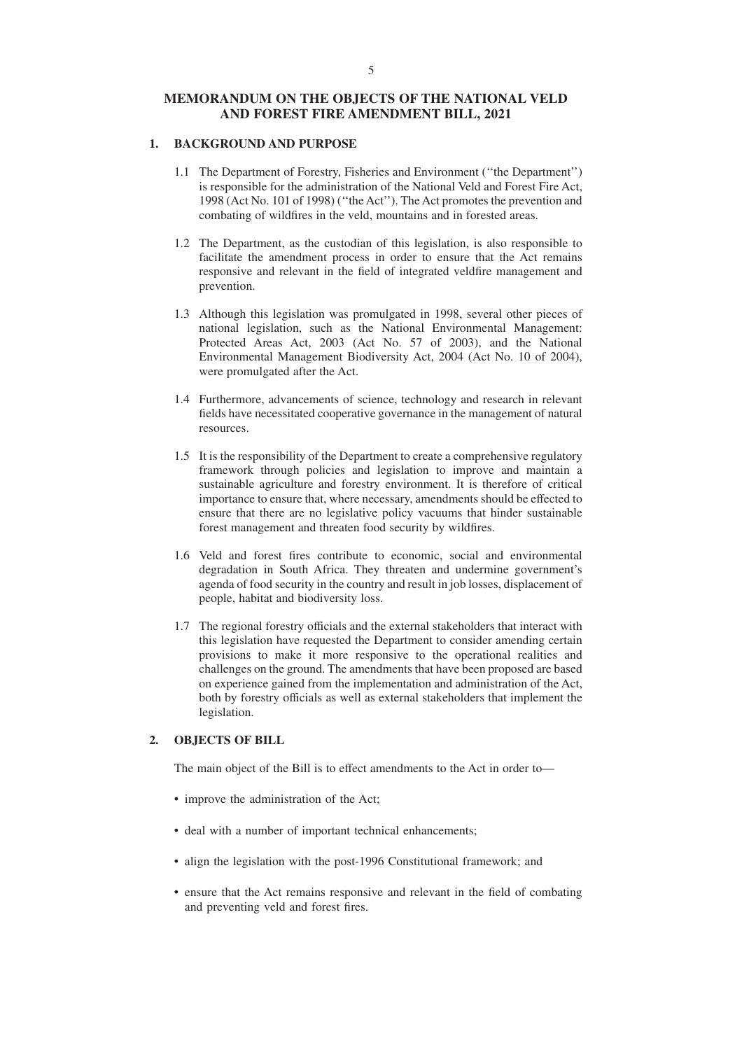# MEMORANDUM ON THE OBJECTS OF THE NATIONAL VELD AND FOREST FIRE AMENDMENT BILL, 2021

## 1. BACKGROUND AND PURPOSE

1.1 The Department of Forestry, Fisheries and Environment (''the Department'') is responsible for the administration of the National Veld and Forest Fire Act, 1998 (Act No. 101 of 1998) (''the Act''). The Act promotes the prevention and combating of wildfires in the veld, mountains and in forested areas.

1.2 The Department, as the custodian of this legislation, is also responsible to facilitate the amendment process in order to ensure that the Act remains responsive and relevant in the field of integrated veldfire management and prevention.

1.3 Although this legislation was promulgated in 1998, several other pieces of national legislation, such as the National Environmental Management: Protected Areas Act, 2003 (Act No. 57 of 2003), and the National Environmental Management Biodiversity Act, 2004 (Act No. 10 of 2004), were promulgated after the Act.

1.4 Furthermore, advancements of science, technology and research in relevant fields have necessitated cooperative governance in the management of natural resources.

1.5 It is the responsibility of the Department to create a comprehensive regulatory framework through policies and legislation to improve and maintain a sustainable agriculture and forestry environment. It is therefore of critical importance to ensure that, where necessary, amendments should be effected to ensure that there are no legislative policy vacuums that hinder sustainable forest management and threaten food security by wildfires.

1.6 Veld and forest fires contribute to economic, social and environmental degradation in South Africa. They threaten and undermine government's agenda of food security in the country and result in job losses, displacement of people, habitat and biodiversity loss.

1.7 The regional forestry officials and the external stakeholders that interact with this legislation have requested the Department to consider amending certain provisions to make it more responsive to the operational realities and challenges on the ground. The amendments that have been proposed are based on experience gained from the implementation and administration of the Act, both by forestry officials as well as external stakeholders that implement the legislation.

## 2. OBJECTS OF BILL

The main object of the Bill is to effect amendments to the Act in order to—

- improve the administration of the Act;
- deal with a number of important technical enhancements;
- align the legislation with the post-1996 Constitutional framework; and
- ensure that the Act remains responsive and relevant in the field of combating and preventing veld and forest fires.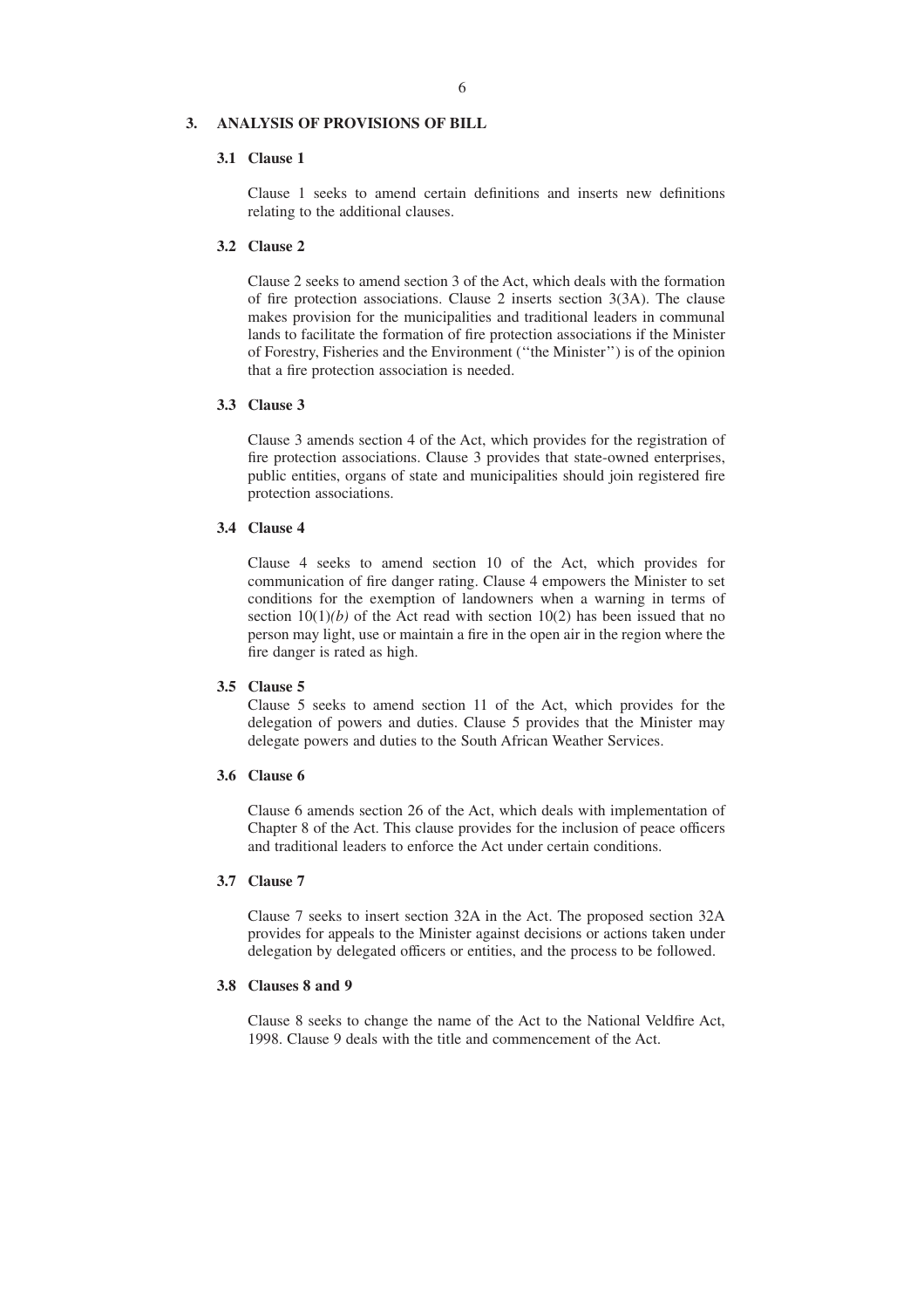## 3. ANALYSIS OF PROVISIONS OF BILL

### 3.1 Clause 1

Clause 1 seeks to amend certain definitions and inserts new definitions relating to the additional clauses.

### 3.2 Clause 2

Clause 2 seeks to amend section 3 of the Act, which deals with the formation of fire protection associations. Clause 2 inserts section 3(3A). The clause makes provision for the municipalities and traditional leaders in communal lands to facilitate the formation of fire protection associations if the Minister of Forestry, Fisheries and the Environment (''the Minister'') is of the opinion that a fire protection association is needed.

### 3.3 Clause 3

Clause 3 amends section 4 of the Act, which provides for the registration of fire protection associations. Clause 3 provides that state-owned enterprises, public entities, organs of state and municipalities should join registered fire protection associations.

### 3.4 Clause 4

Clause 4 seeks to amend section 10 of the Act, which provides for communication of fire danger rating. Clause 4 empowers the Minister to set conditions for the exemption of landowners when a warning in terms of section 10(1)*(b)* of the Act read with section 10(2) has been issued that no person may light, use or maintain a fire in the open air in the region where the fire danger is rated as high.

### 3.5 Clause 5

Clause 5 seeks to amend section 11 of the Act, which provides for the delegation of powers and duties. Clause 5 provides that the Minister may delegate powers and duties to the South African Weather Services.

### 3.6 Clause 6

Clause 6 amends section 26 of the Act, which deals with implementation of Chapter 8 of the Act. This clause provides for the inclusion of peace officers and traditional leaders to enforce the Act under certain conditions.

### 3.7 Clause 7

Clause 7 seeks to insert section 32A in the Act. The proposed section 32A provides for appeals to the Minister against decisions or actions taken under delegation by delegated officers or entities, and the process to be followed.

### 3.8 Clauses 8 and 9

Clause 8 seeks to change the name of the Act to the National Veldfire Act, 1998. Clause 9 deals with the title and commencement of the Act.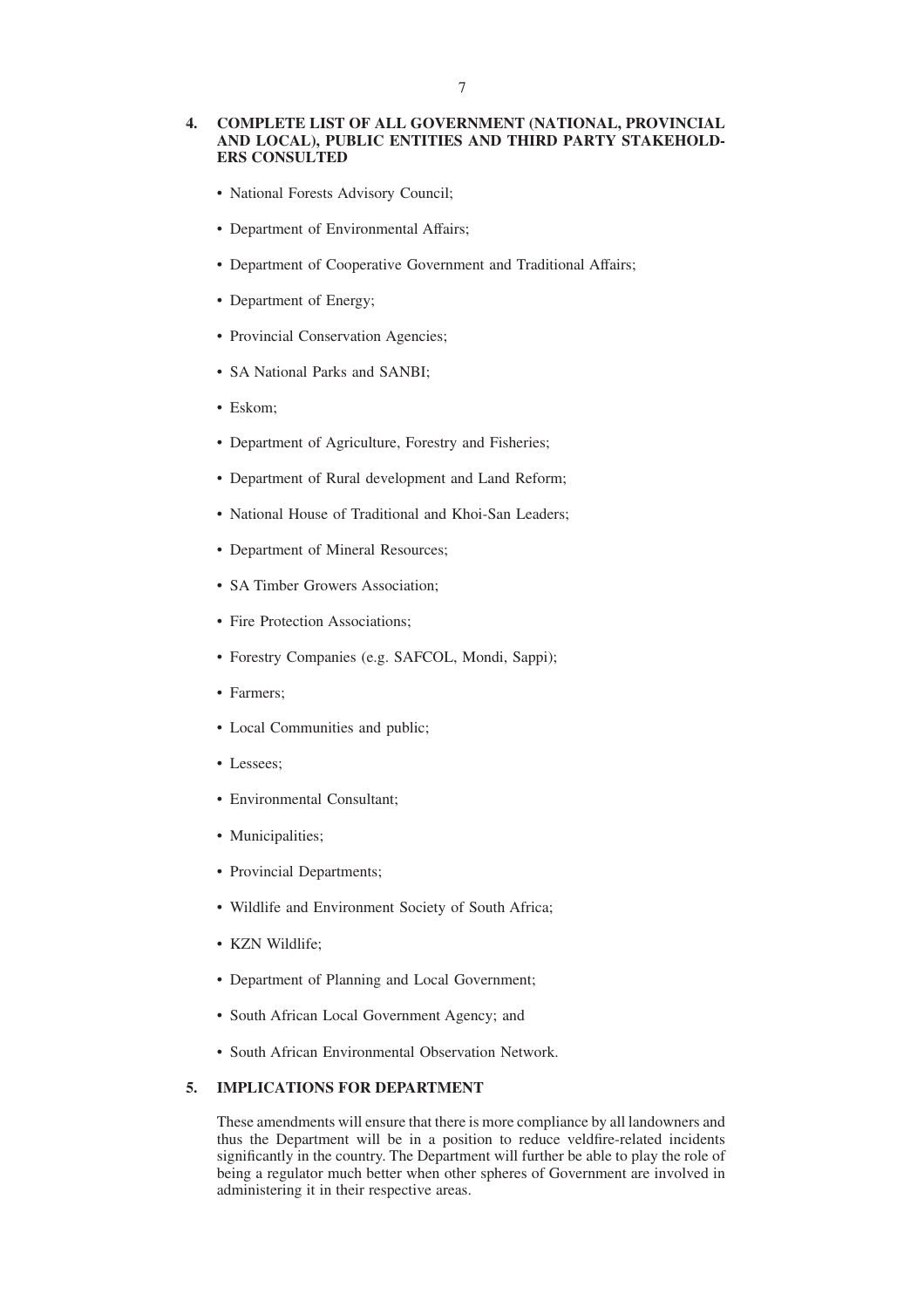## 4. COMPLETE LIST OF ALL GOVERNMENT (NATIONAL, PROVINCIAL AND LOCAL), PUBLIC ENTITIES AND THIRD PARTY STAKEHOLDERS CONSULTED

- National Forests Advisory Council;
- Department of Environmental Affairs;
- Department of Cooperative Government and Traditional Affairs;
- Department of Energy;
- Provincial Conservation Agencies;
- SA National Parks and SANBI;
- Eskom;
- Department of Agriculture, Forestry and Fisheries;
- Department of Rural development and Land Reform;
- National House of Traditional and Khoi-San Leaders;
- Department of Mineral Resources;
- SA Timber Growers Association;
- Fire Protection Associations;
- Forestry Companies (e.g. SAFCOL, Mondi, Sappi);
- Farmers;
- Local Communities and public;
- Lessees;
- Environmental Consultant;
- Municipalities;
- Provincial Departments;
- Wildlife and Environment Society of South Africa;
- KZN Wildlife;
- Department of Planning and Local Government;
- South African Local Government Agency; and
- South African Environmental Observation Network.

## 5. IMPLICATIONS FOR DEPARTMENT

These amendments will ensure that there is more compliance by all landowners and thus the Department will be in a position to reduce veldfire-related incidents significantly in the country. The Department will further be able to play the role of being a regulator much better when other spheres of Government are involved in administering it in their respective areas.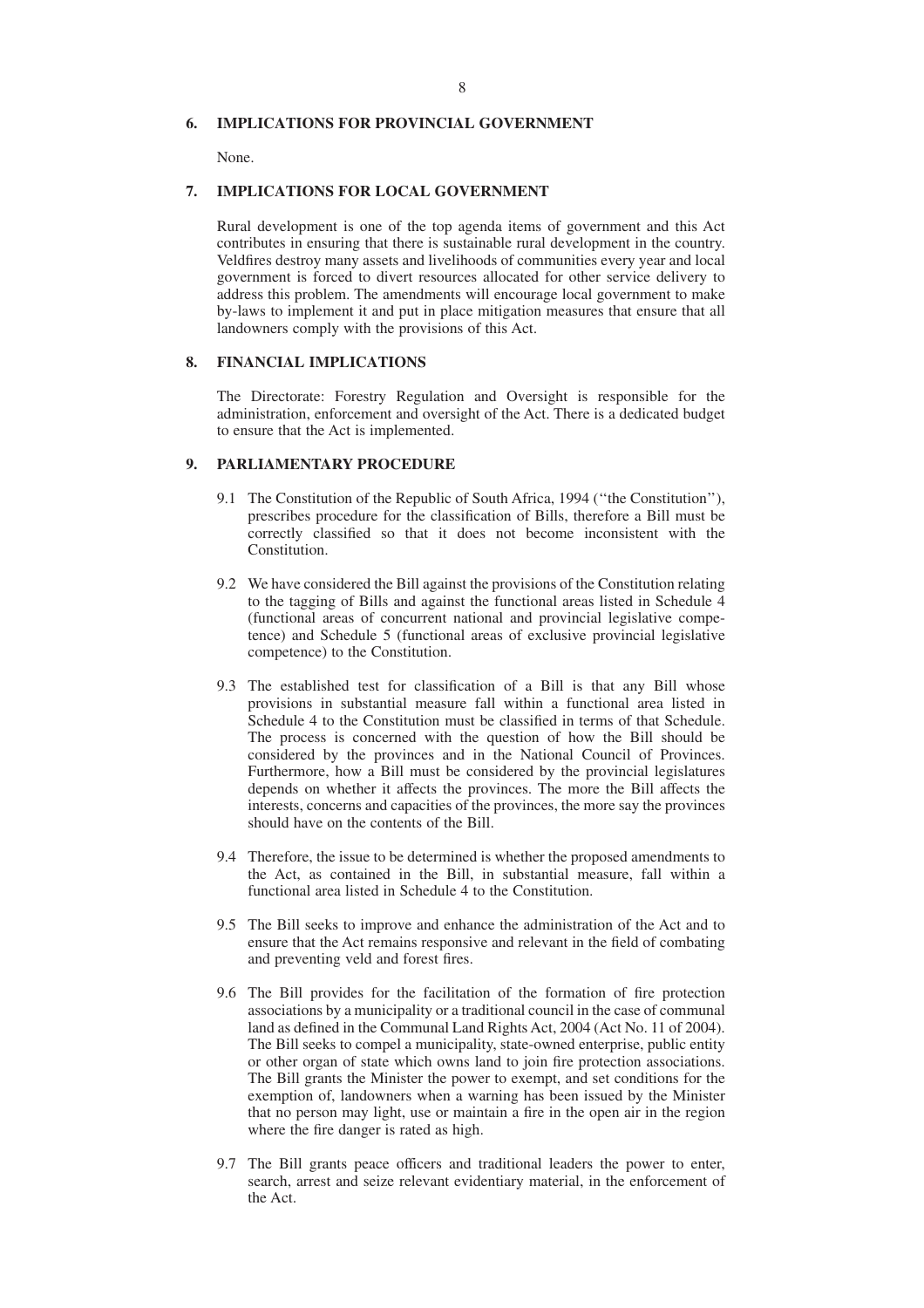## 6. IMPLICATIONS FOR PROVINCIAL GOVERNMENT

None.

## 7. IMPLICATIONS FOR LOCAL GOVERNMENT

Rural development is one of the top agenda items of government and this Act contributes in ensuring that there is sustainable rural development in the country. Veldfires destroy many assets and livelihoods of communities every year and local government is forced to divert resources allocated for other service delivery to address this problem. The amendments will encourage local government to make by-laws to implement it and put in place mitigation measures that ensure that all landowners comply with the provisions of this Act.

## 8. FINANCIAL IMPLICATIONS

The Directorate: Forestry Regulation and Oversight is responsible for the administration, enforcement and oversight of the Act. There is a dedicated budget to ensure that the Act is implemented.

## 9. PARLIAMENTARY PROCEDURE

9.1 The Constitution of the Republic of South Africa, 1994 (''the Constitution''), prescribes procedure for the classification of Bills, therefore a Bill must be correctly classified so that it does not become inconsistent with the Constitution.

9.2 We have considered the Bill against the provisions of the Constitution relating to the tagging of Bills and against the functional areas listed in Schedule 4 (functional areas of concurrent national and provincial legislative competence) and Schedule 5 (functional areas of exclusive provincial legislative competence) to the Constitution.

9.3 The established test for classification of a Bill is that any Bill whose provisions in substantial measure fall within a functional area listed in Schedule 4 to the Constitution must be classified in terms of that Schedule. The process is concerned with the question of how the Bill should be considered by the provinces and in the National Council of Provinces. Furthermore, how a Bill must be considered by the provincial legislatures depends on whether it affects the provinces. The more the Bill affects the interests, concerns and capacities of the provinces, the more say the provinces should have on the contents of the Bill.

9.4 Therefore, the issue to be determined is whether the proposed amendments to the Act, as contained in the Bill, in substantial measure, fall within a functional area listed in Schedule 4 to the Constitution.

9.5 The Bill seeks to improve and enhance the administration of the Act and to ensure that the Act remains responsive and relevant in the field of combating and preventing veld and forest fires.

9.6 The Bill provides for the facilitation of the formation of fire protection associations by a municipality or a traditional council in the case of communal land as defined in the Communal Land Rights Act, 2004 (Act No. 11 of 2004). The Bill seeks to compel a municipality, state-owned enterprise, public entity or other organ of state which owns land to join fire protection associations. The Bill grants the Minister the power to exempt, and set conditions for the exemption of, landowners when a warning has been issued by the Minister that no person may light, use or maintain a fire in the open air in the region where the fire danger is rated as high.

9.7 The Bill grants peace officers and traditional leaders the power to enter, search, arrest and seize relevant evidentiary material, in the enforcement of the Act.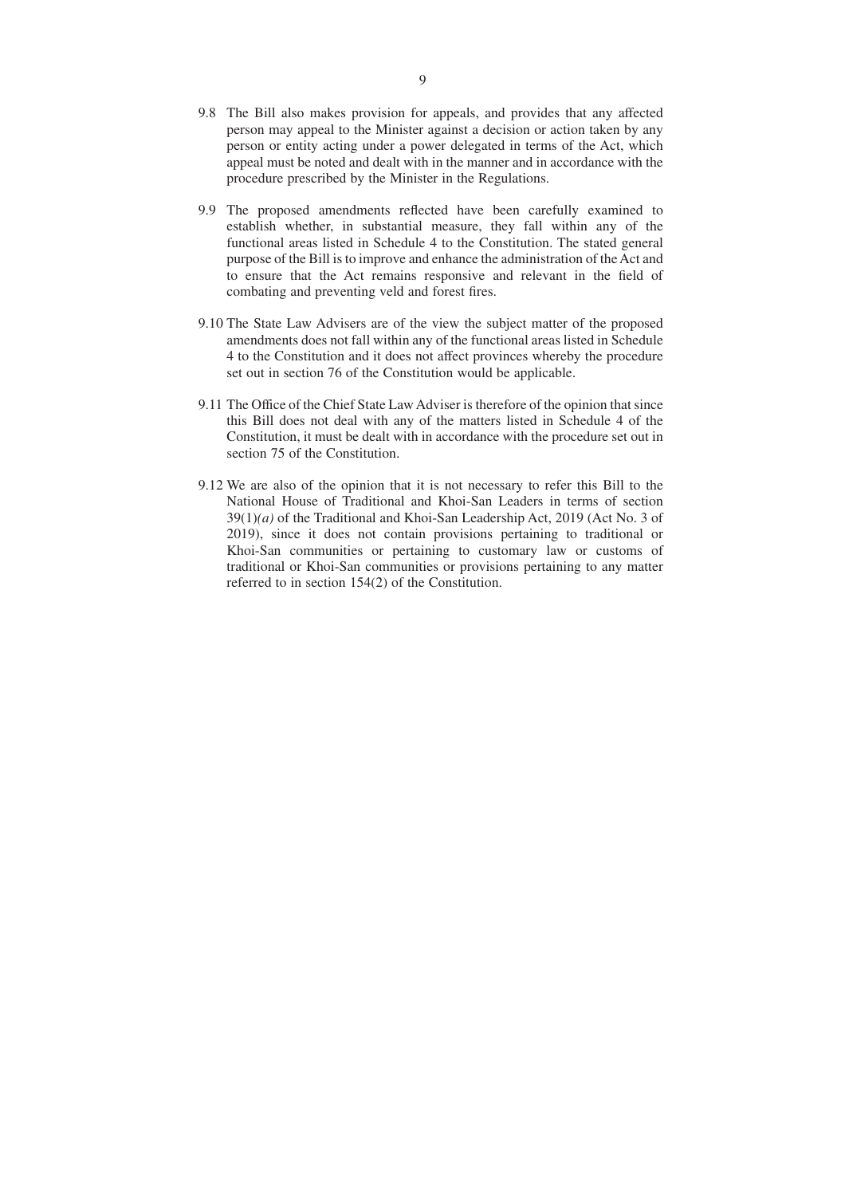9.8 The Bill also makes provision for appeals, and provides that any affected person may appeal to the Minister against a decision or action taken by any person or entity acting under a power delegated in terms of the Act, which appeal must be noted and dealt with in the manner and in accordance with the procedure prescribed by the Minister in the Regulations.

9.9 The proposed amendments reflected have been carefully examined to establish whether, in substantial measure, they fall within any of the functional areas listed in Schedule 4 to the Constitution. The stated general purpose of the Bill is to improve and enhance the administration of the Act and to ensure that the Act remains responsive and relevant in the field of combating and preventing veld and forest fires.

9.10 The State Law Advisers are of the view the subject matter of the proposed amendments does not fall within any of the functional areas listed in Schedule 4 to the Constitution and it does not affect provinces whereby the procedure set out in section 76 of the Constitution would be applicable.

9.11 The Office of the Chief State Law Adviser is therefore of the opinion that since this Bill does not deal with any of the matters listed in Schedule 4 of the Constitution, it must be dealt with in accordance with the procedure set out in section 75 of the Constitution.

9.12 We are also of the opinion that it is not necessary to refer this Bill to the National House of Traditional and Khoi-San Leaders in terms of section 39(1)*(a)* of the Traditional and Khoi-San Leadership Act, 2019 (Act No. 3 of 2019), since it does not contain provisions pertaining to traditional or Khoi-San communities or pertaining to customary law or customs of traditional or Khoi-San communities or provisions pertaining to any matter referred to in section 154(2) of the Constitution.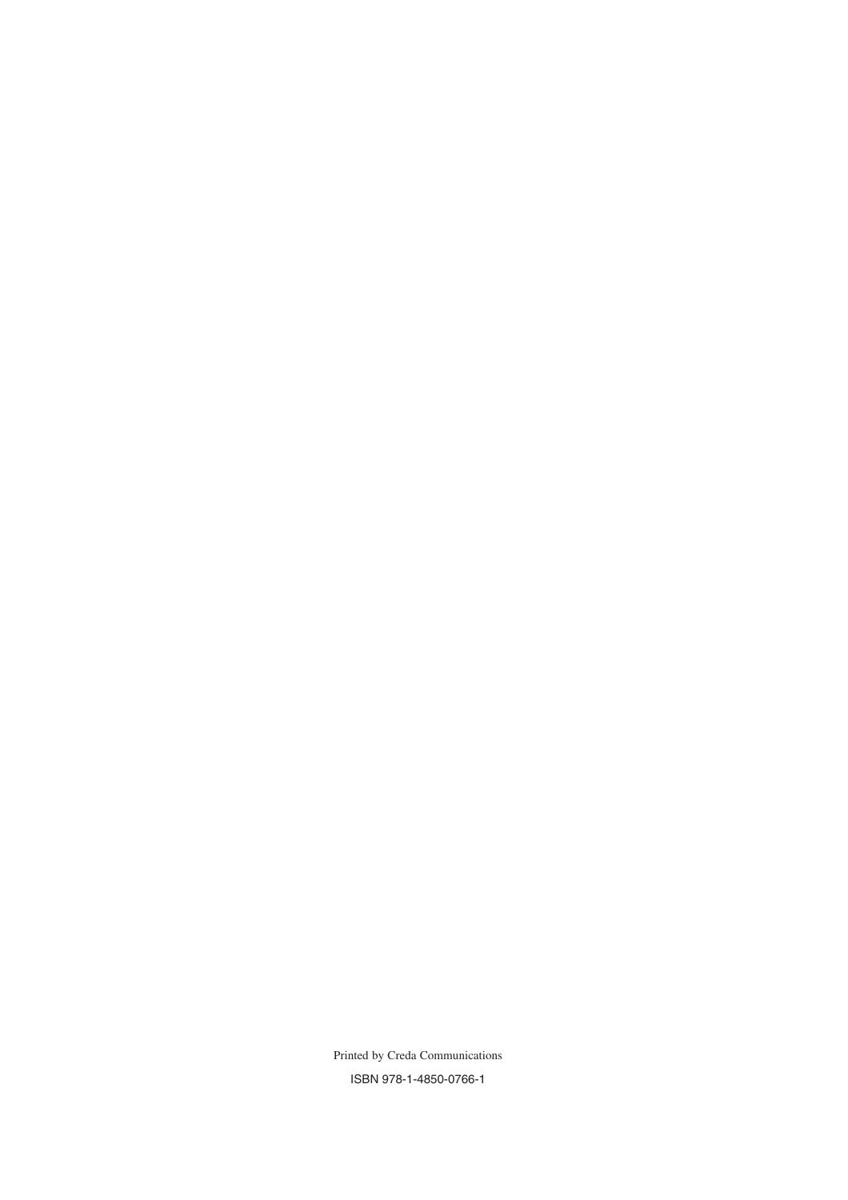Printed by Creda Communications

ISBN 978-1-4850-0766-1